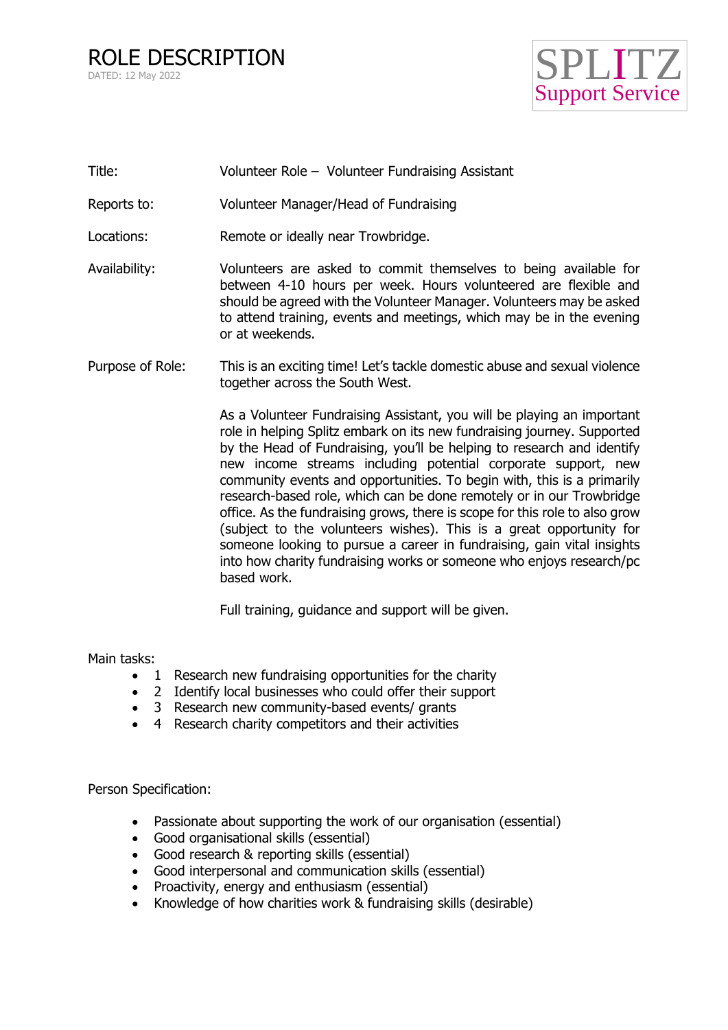# ROLE DESCRIPTION

DATED: 12 May 2022

SPLITZ
Support Service

Title: Volunteer Role – Volunteer Fundraising Assistant

Reports to: Volunteer Manager/Head of Fundraising

Locations: Remote or ideally near Trowbridge.

Availability: Volunteers are asked to commit themselves to being available for between 4-10 hours per week. Hours volunteered are flexible and should be agreed with the Volunteer Manager. Volunteers may be asked to attend training, events and meetings, which may be in the evening or at weekends.

Purpose of Role: This is an exciting time! Let's tackle domestic abuse and sexual violence together across the South West.

As a Volunteer Fundraising Assistant, you will be playing an important role in helping Splitz embark on its new fundraising journey. Supported by the Head of Fundraising, you'll be helping to research and identify new income streams including potential corporate support, new community events and opportunities. To begin with, this is a primarily research-based role, which can be done remotely or in our Trowbridge office. As the fundraising grows, there is scope for this role to also grow (subject to the volunteers wishes). This is a great opportunity for someone looking to pursue a career in fundraising, gain vital insights into how charity fundraising works or someone who enjoys research/pc based work.

Full training, guidance and support will be given.

Main tasks:

- 1 Research new fundraising opportunities for the charity
- 2 Identify local businesses who could offer their support
- 3 Research new community-based events/ grants
- 4 Research charity competitors and their activities

Person Specification:

- Passionate about supporting the work of our organisation (essential)
- Good organisational skills (essential)
- Good research & reporting skills (essential)
- Good interpersonal and communication skills (essential)
- Proactivity, energy and enthusiasm (essential)
- Knowledge of how charities work & fundraising skills (desirable)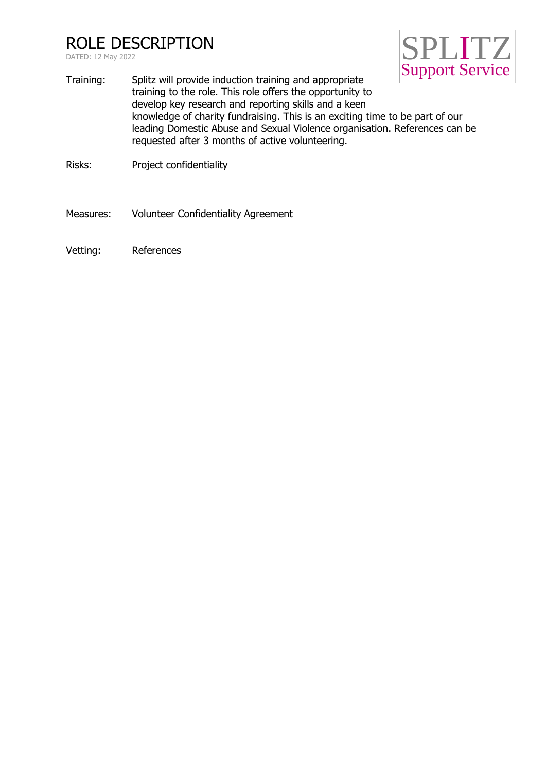# ROLE DESCRIPTION

DATED: 12 May 2022

SPLITZ
Support Service

| | |
|---|---|
| Training: | Splitz will provide induction training and appropriate training to the role. This role offers the opportunity to develop key research and reporting skills and a keen knowledge of charity fundraising. This is an exciting time to be part of our leading Domestic Abuse and Sexual Violence organisation. References can be requested after 3 months of active volunteering. |
| Risks: | Project confidentiality |
| Measures: | Volunteer Confidentiality Agreement |
| Vetting: | References |